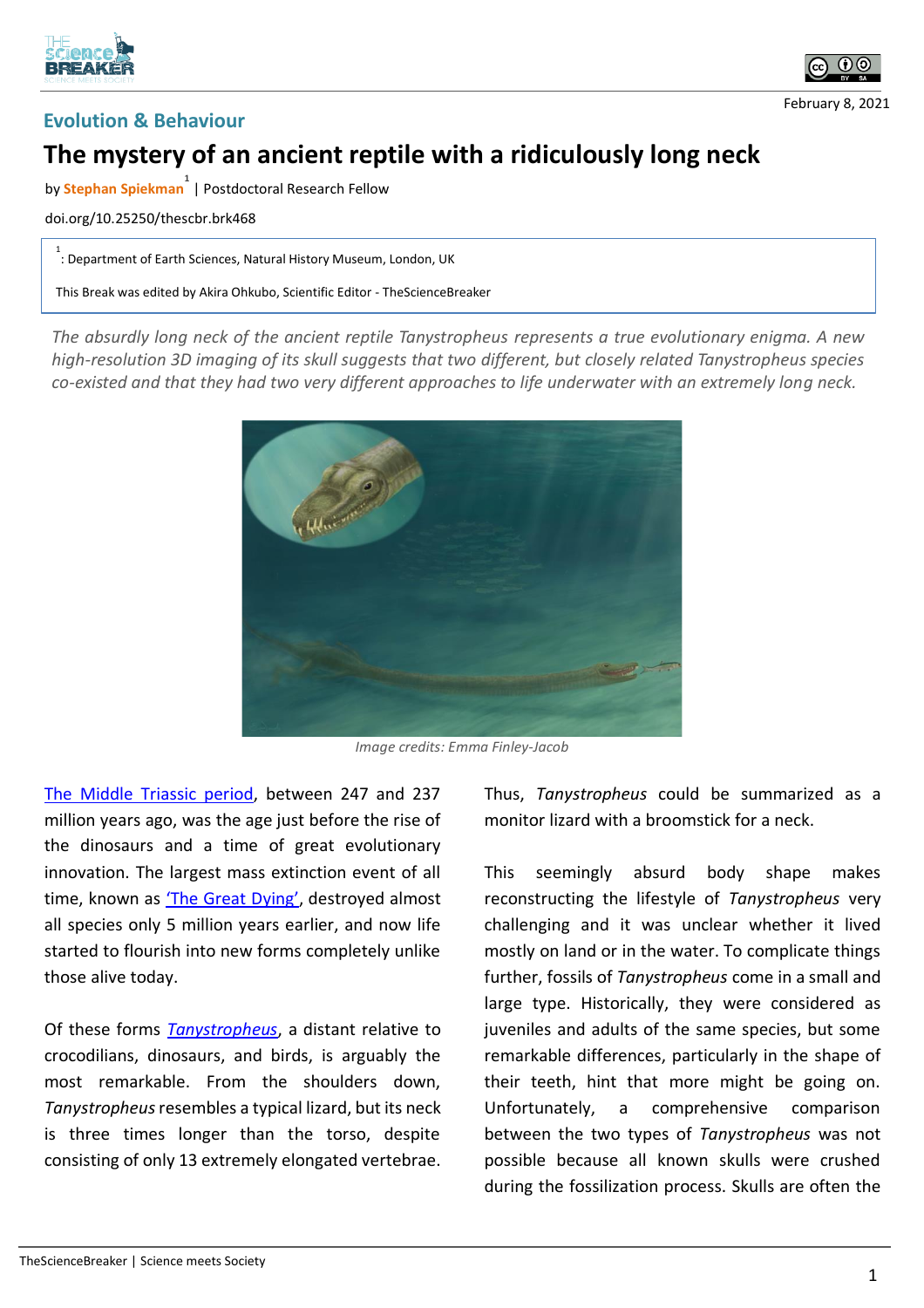## Evolution & Behaviour

February 8, 2021

# The mystery of an ancient reptile with a ridiculously long neck

by **Stephan Spiekman**[1] | Postdoctoral Research Fellow

doi.org/10.25250/thescbr.brk468

[1]: Department of Earth Sciences, Natural History Museum, London, UK

This Break was edited by Akira Ohkubo, Scientific Editor - TheScienceBreaker

*The absurdly long neck of the ancient reptile Tanystropheus represents a true evolutionary enigma. A new high-resolution 3D imaging of its skull suggests that two different, but closely related Tanystropheus species co-existed and that they had two very different approaches to life underwater with an extremely long neck.*

Image credits: Emma Finley-Jacob

[The Middle Triassic period](), between 247 and 237 million years ago, was the age just before the rise of the dinosaurs and a time of great evolutionary innovation. The largest mass extinction event of all time, known as ['The Great Dying'](), destroyed almost all species only 5 million years earlier, and now life started to flourish into new forms completely unlike those alive today.

Of these forms [*Tanystropheus*](), a distant relative to crocodilians, dinosaurs, and birds, is arguably the most remarkable. From the shoulders down, *Tanystropheus* resembles a typical lizard, but its neck is three times longer than the torso, despite consisting of only 13 extremely elongated vertebrae. Thus, *Tanystropheus* could be summarized as a monitor lizard with a broomstick for a neck.

This seemingly absurd body shape makes reconstructing the lifestyle of *Tanystropheus* very challenging and it was unclear whether it lived mostly on land or in the water. To complicate things further, fossils of *Tanystropheus* come in a small and large type. Historically, they were considered as juveniles and adults of the same species, but some remarkable differences, particularly in the shape of their teeth, hint that more might be going on. Unfortunately, a comprehensive comparison between the two types of *Tanystropheus* was not possible because all known skulls were crushed during the fossilization process. Skulls are often the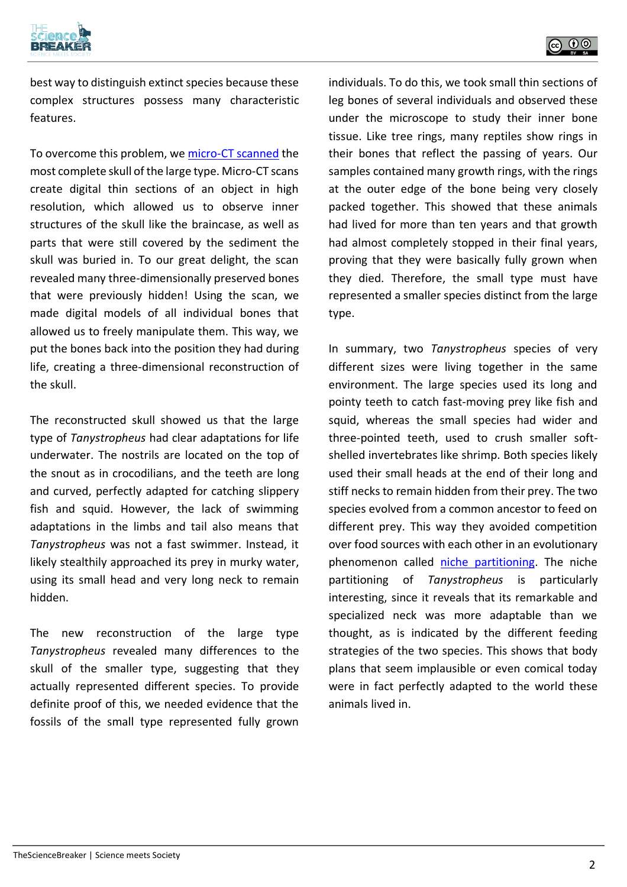best way to distinguish extinct species because these complex structures possess many characteristic features.

To overcome this problem, we micro-CT scanned the most complete skull of the large type. Micro-CT scans create digital thin sections of an object in high resolution, which allowed us to observe inner structures of the skull like the braincase, as well as parts that were still covered by the sediment the skull was buried in. To our great delight, the scan revealed many three-dimensionally preserved bones that were previously hidden! Using the scan, we made digital models of all individual bones that allowed us to freely manipulate them. This way, we put the bones back into the position they had during life, creating a three-dimensional reconstruction of the skull.

The reconstructed skull showed us that the large type of *Tanystropheus* had clear adaptations for life underwater. The nostrils are located on the top of the snout as in crocodilians, and the teeth are long and curved, perfectly adapted for catching slippery fish and squid. However, the lack of swimming adaptations in the limbs and tail also means that *Tanystropheus* was not a fast swimmer. Instead, it likely stealthily approached its prey in murky water, using its small head and very long neck to remain hidden.

The new reconstruction of the large type *Tanystropheus* revealed many differences to the skull of the smaller type, suggesting that they actually represented different species. To provide definite proof of this, we needed evidence that the fossils of the small type represented fully grown individuals. To do this, we took small thin sections of leg bones of several individuals and observed these under the microscope to study their inner bone tissue. Like tree rings, many reptiles show rings in their bones that reflect the passing of years. Our samples contained many growth rings, with the rings at the outer edge of the bone being very closely packed together. This showed that these animals had lived for more than ten years and that growth had almost completely stopped in their final years, proving that they were basically fully grown when they died. Therefore, the small type must have represented a smaller species distinct from the large type.

In summary, two *Tanystropheus* species of very different sizes were living together in the same environment. The large species used its long and pointy teeth to catch fast-moving prey like fish and squid, whereas the small species had wider and three-pointed teeth, used to crush smaller soft-shelled invertebrates like shrimp. Both species likely used their small heads at the end of their long and stiff necks to remain hidden from their prey. The two species evolved from a common ancestor to feed on different prey. This way they avoided competition over food sources with each other in an evolutionary phenomenon called niche partitioning. The niche partitioning of *Tanystropheus* is particularly interesting, since it reveals that its remarkable and specialized neck was more adaptable than we thought, as is indicated by the different feeding strategies of the two species. This shows that body plans that seem implausible or even comical today were in fact perfectly adapted to the world these animals lived in.